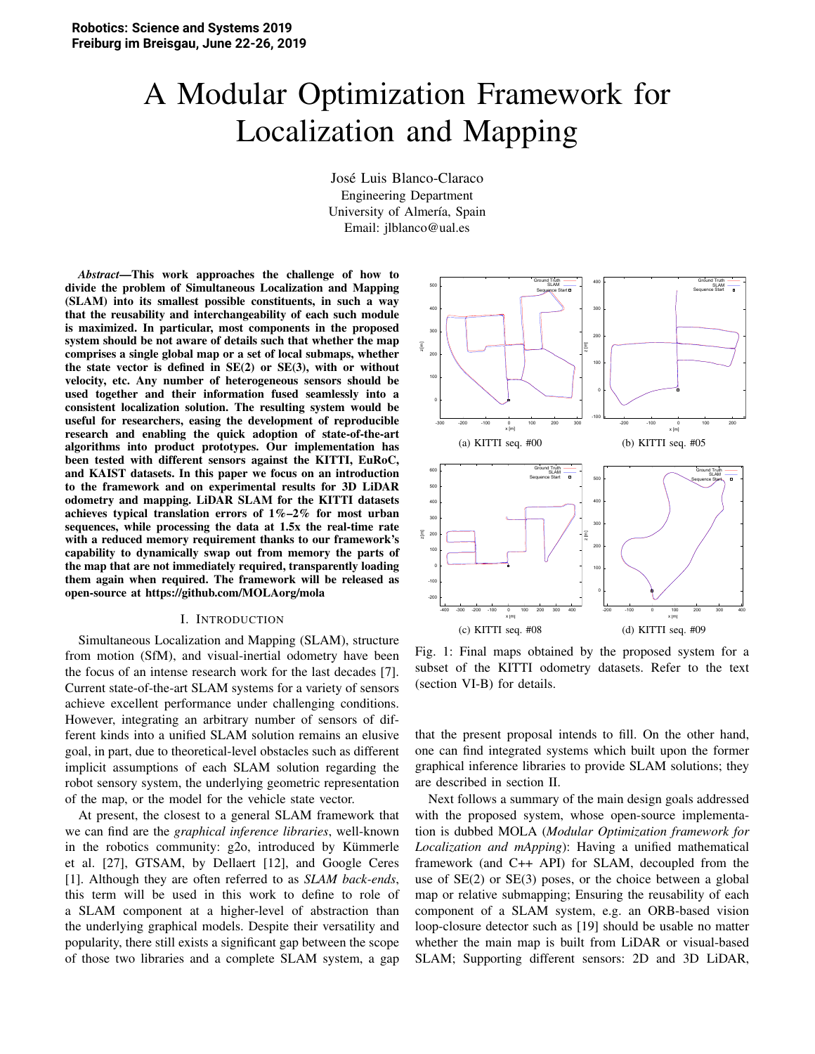Robotics: Science and Systems 2019
Freiburg im Breisgau, June 22-26, 2019

# A Modular Optimization Framework for Localization and Mapping

José Luis Blanco-Claraco
Engineering Department
University of Almería, Spain
Email: jlblanco@ual.es

***Abstract*—This work approaches the challenge of how to divide the problem of Simultaneous Localization and Mapping (SLAM) into its smallest possible constituents, in such a way that the reusability and interchangeability of each such module is maximized. In particular, most components in the proposed system should be not aware of details such that whether the map comprises a single global map or a set of local submaps, whether the state vector is defined in SE(2) or SE(3), with or without velocity, etc. Any number of heterogeneous sensors should be used together and their information fused seamlessly into a consistent localization solution. The resulting system would be useful for researchers, easing the development of reproducible research and enabling the quick adoption of state-of-the-art algorithms into product prototypes. Our implementation has been tested with different sensors against the KITTI, EuRoC, and KAIST datasets. In this paper we focus on an introduction to the framework and on experimental results for 3D LiDAR odometry and mapping. LiDAR SLAM for the KITTI datasets achieves typical translation errors of 1%–2% for most urban sequences, while processing the data at 1.5x the real-time rate with a reduced memory requirement thanks to our framework's capability to dynamically swap out from memory the parts of the map that are not immediately required, transparently loading them again when required. The framework will be released as open-source at https://github.com/MOLAorg/mola**

(a) KITTI seq. #00 (b) KITTI seq. #05 (c) KITTI seq. #08 (d) KITTI seq. #09

Fig. 1: Final maps obtained by the proposed system for a subset of the KITTI odometry datasets. Refer to the text (section VI-B) for details.

## I. Introduction

Simultaneous Localization and Mapping (SLAM), structure from motion (SfM), and visual-inertial odometry have been the focus of an intense research work for the last decades [7]. Current state-of-the-art SLAM systems for a variety of sensors achieve excellent performance under challenging conditions. However, integrating an arbitrary number of sensors of different kinds into a unified SLAM solution remains an elusive goal, in part, due to theoretical-level obstacles such as different implicit assumptions of each SLAM solution regarding the robot sensory system, the underlying geometric representation of the map, or the model for the vehicle state vector.

At present, the closest to a general SLAM framework that we can find are the *graphical inference libraries*, well-known in the robotics community: g2o, introduced by Kümmerle et al. [27], GTSAM, by Dellaert [12], and Google Ceres [1]. Although they are often referred to as *SLAM back-ends*, this term will be used in this work to define to role of a SLAM component at a higher-level of abstraction than the underlying graphical models. Despite their versatility and popularity, there still exists a significant gap between the scope of those two libraries and a complete SLAM system, a gap that the present proposal intends to fill. On the other hand, one can find integrated systems which built upon the former graphical inference libraries to provide SLAM solutions; they are described in section II.

Next follows a summary of the main design goals addressed with the proposed system, whose open-source implementation is dubbed MOLA (*Modular Optimization framework for Localization and mApping*): Having a unified mathematical framework (and C++ API) for SLAM, decoupled from the use of SE(2) or SE(3) poses, or the choice between a global map or relative submapping; Ensuring the reusability of each component of a SLAM system, e.g. an ORB-based vision loop-closure detector such as [19] should be usable no matter whether the main map is built from LiDAR or visual-based SLAM; Supporting different sensors: 2D and 3D LiDAR,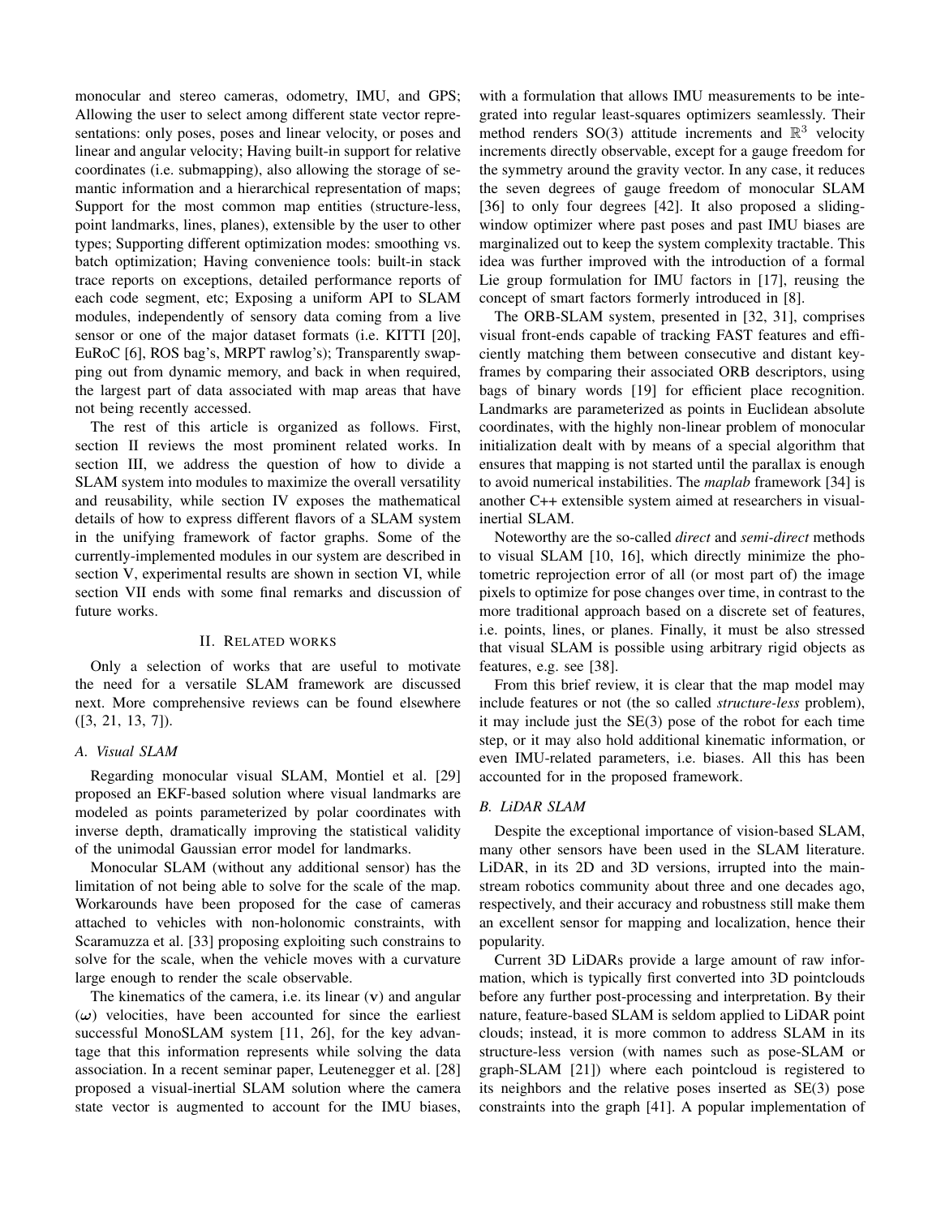monocular and stereo cameras, odometry, IMU, and GPS; Allowing the user to select among different state vector representations: only poses, poses and linear velocity, or poses and linear and angular velocity; Having built-in support for relative coordinates (i.e. submapping), also allowing the storage of semantic information and a hierarchical representation of maps; Support for the most common map entities (structure-less, point landmarks, lines, planes), extensible by the user to other types; Supporting different optimization modes: smoothing vs. batch optimization; Having convenience tools: built-in stack trace reports on exceptions, detailed performance reports of each code segment, etc; Exposing a uniform API to SLAM modules, independently of sensory data coming from a live sensor or one of the major dataset formats (i.e. KITTI [20], EuRoC [6], ROS bag's, MRPT rawlog's); Transparently swapping out from dynamic memory, and back in when required, the largest part of data associated with map areas that have not being recently accessed.

The rest of this article is organized as follows. First, section II reviews the most prominent related works. In section III, we address the question of how to divide a SLAM system into modules to maximize the overall versatility and reusability, while section IV exposes the mathematical details of how to express different flavors of a SLAM system in the unifying framework of factor graphs. Some of the currently-implemented modules in our system are described in section V, experimental results are shown in section VI, while section VII ends with some final remarks and discussion of future works.

## II. Related works

Only a selection of works that are useful to motivate the need for a versatile SLAM framework are discussed next. More comprehensive reviews can be found elsewhere ([3, 21, 13, 7]).

### A. Visual SLAM

Regarding monocular visual SLAM, Montiel et al. [29] proposed an EKF-based solution where visual landmarks are modeled as points parameterized by polar coordinates with inverse depth, dramatically improving the statistical validity of the unimodal Gaussian error model for landmarks.

Monocular SLAM (without any additional sensor) has the limitation of not being able to solve for the scale of the map. Workarounds have been proposed for the case of cameras attached to vehicles with non-holonomic constraints, with Scaramuzza et al. [33] proposing exploiting such constrains to solve for the scale, when the vehicle moves with a curvature large enough to render the scale observable.

The kinematics of the camera, i.e. its linear ($\mathbf{v}$) and angular ($\boldsymbol{\omega}$) velocities, have been accounted for since the earliest successful MonoSLAM system [11, 26], for the key advantage that this information represents while solving the data association. In a recent seminar paper, Leutenegger et al. [28] proposed a visual-inertial SLAM solution where the camera state vector is augmented to account for the IMU biases, with a formulation that allows IMU measurements to be integrated into regular least-squares optimizers seamlessly. Their method renders SO(3) attitude increments and $\mathbb{R}^3$ velocity increments directly observable, except for a gauge freedom for the symmetry around the gravity vector. In any case, it reduces the seven degrees of gauge freedom of monocular SLAM [36] to only four degrees [42]. It also proposed a sliding-window optimizer where past poses and past IMU biases are marginalized out to keep the system complexity tractable. This idea was further improved with the introduction of a formal Lie group formulation for IMU factors in [17], reusing the concept of smart factors formerly introduced in [8].

The ORB-SLAM system, presented in [32, 31], comprises visual front-ends capable of tracking FAST features and efficiently matching them between consecutive and distant keyframes by comparing their associated ORB descriptors, using bags of binary words [19] for efficient place recognition. Landmarks are parameterized as points in Euclidean absolute coordinates, with the highly non-linear problem of monocular initialization dealt with by means of a special algorithm that ensures that mapping is not started until the parallax is enough to avoid numerical instabilities. The *maplab* framework [34] is another C++ extensible system aimed at researchers in visual-inertial SLAM.

Noteworthy are the so-called *direct* and *semi-direct* methods to visual SLAM [10, 16], which directly minimize the photometric reprojection error of all (or most part of) the image pixels to optimize for pose changes over time, in contrast to the more traditional approach based on a discrete set of features, i.e. points, lines, or planes. Finally, it must be also stressed that visual SLAM is possible using arbitrary rigid objects as features, e.g. see [38].

From this brief review, it is clear that the map model may include features or not (the so called *structure-less* problem), it may include just the SE(3) pose of the robot for each time step, or it may also hold additional kinematic information, or even IMU-related parameters, i.e. biases. All this has been accounted for in the proposed framework.

### B. LiDAR SLAM

Despite the exceptional importance of vision-based SLAM, many other sensors have been used in the SLAM literature. LiDAR, in its 2D and 3D versions, irrupted into the mainstream robotics community about three and one decades ago, respectively, and their accuracy and robustness still make them an excellent sensor for mapping and localization, hence their popularity.

Current 3D LiDARs provide a large amount of raw information, which is typically first converted into 3D pointclouds before any further post-processing and interpretation. By their nature, feature-based SLAM is seldom applied to LiDAR point clouds; instead, it is more common to address SLAM in its structure-less version (with names such as pose-SLAM or graph-SLAM [21]) where each pointcloud is registered to its neighbors and the relative poses inserted as SE(3) pose constraints into the graph [41]. A popular implementation of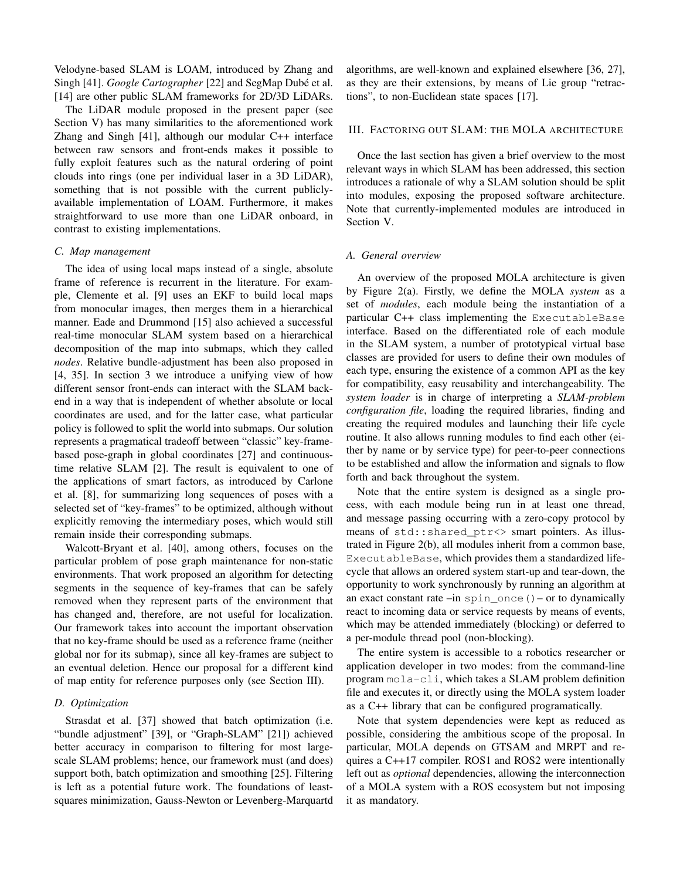Velodyne-based SLAM is LOAM, introduced by Zhang and Singh [41]. *Google Cartographer* [22] and SegMap Dubé et al. [14] are other public SLAM frameworks for 2D/3D LiDARs.

The LiDAR module proposed in the present paper (see Section V) has many similarities to the aforementioned work Zhang and Singh [41], although our modular C++ interface between raw sensors and front-ends makes it possible to fully exploit features such as the natural ordering of point clouds into rings (one per individual laser in a 3D LiDAR), something that is not possible with the current publicly-available implementation of LOAM. Furthermore, it makes straightforward to use more than one LiDAR onboard, in contrast to existing implementations.

### C. Map management

The idea of using local maps instead of a single, absolute frame of reference is recurrent in the literature. For example, Clemente et al. [9] uses an EKF to build local maps from monocular images, then merges them in a hierarchical manner. Eade and Drummond [15] also achieved a successful real-time monocular SLAM system based on a hierarchical decomposition of the map into submaps, which they called *nodes*. Relative bundle-adjustment has been also proposed in [4, 35]. In section 3 we introduce a unifying view of how different sensor front-ends can interact with the SLAM back-end in a way that is independent of whether absolute or local coordinates are used, and for the latter case, what particular policy is followed to split the world into submaps. Our solution represents a pragmatical tradeoff between "classic" key-frame-based pose-graph in global coordinates [27] and continuous-time relative SLAM [2]. The result is equivalent to one of the applications of smart factors, as introduced by Carlone et al. [8], for summarizing long sequences of poses with a selected set of "key-frames" to be optimized, although without explicitly removing the intermediary poses, which would still remain inside their corresponding submaps.

Walcott-Bryant et al. [40], among others, focuses on the particular problem of pose graph maintenance for non-static environments. That work proposed an algorithm for detecting segments in the sequence of key-frames that can be safely removed when they represent parts of the environment that has changed and, therefore, are not useful for localization. Our framework takes into account the important observation that no key-frame should be used as a reference frame (neither global nor for its submap), since all key-frames are subject to an eventual deletion. Hence our proposal for a different kind of map entity for reference purposes only (see Section III).

### D. Optimization

Strasdat et al. [37] showed that batch optimization (i.e. "bundle adjustment" [39], or "Graph-SLAM" [21]) achieved better accuracy in comparison to filtering for most large-scale SLAM problems; hence, our framework must (and does) support both, batch optimization and smoothing [25]. Filtering is left as a potential future work. The foundations of least-squares minimization, Gauss-Newton or Levenberg-Marquardt algorithms, are well-known and explained elsewhere [36, 27], as they are their extensions, by means of Lie group "retractions", to non-Euclidean state spaces [17].

## III. Factoring out SLAM: the MOLA architecture

Once the last section has given a brief overview to the most relevant ways in which SLAM has been addressed, this section introduces a rationale of why a SLAM solution should be split into modules, exposing the proposed software architecture. Note that currently-implemented modules are introduced in Section V.

### A. General overview

An overview of the proposed MOLA architecture is given by Figure 2(a). Firstly, we define the MOLA *system* as a set of *modules*, each module being the instantiation of a particular C++ class implementing the `ExecutableBase` interface. Based on the differentiated role of each module in the SLAM system, a number of prototypical virtual base classes are provided for users to define their own modules of each type, ensuring the existence of a common API as the key for compatibility, easy reusability and interchangeability. The *system loader* is in charge of interpreting a *SLAM-problem configuration file*, loading the required libraries, finding and creating the required modules and launching their life cycle routine. It also allows running modules to find each other (either by name or by service type) for peer-to-peer connections to be established and allow the information and signals to flow forth and back throughout the system.

Note that the entire system is designed as a single process, with each module being run in at least one thread, and message passing occurring with a zero-copy protocol by means of `std::shared_ptr<>` smart pointers. As illustrated in Figure 2(b), all modules inherit from a common base, `ExecutableBase`, which provides them a standardized life-cycle that allows an ordered system start-up and tear-down, the opportunity to work synchronously by running an algorithm at an exact constant rate –in `spin_once()`– or to dynamically react to incoming data or service requests by means of events, which may be attended immediately (blocking) or deferred to a per-module thread pool (non-blocking).

The entire system is accessible to a robotics researcher or application developer in two modes: from the command-line program `mola-cli`, which takes a SLAM problem definition file and executes it, or directly using the MOLA system loader as a C++ library that can be configured programatically.

Note that system dependencies were kept as reduced as possible, considering the ambitious scope of the proposal. In particular, MOLA depends on GTSAM and MRPT and requires a C++17 compiler. ROS1 and ROS2 were intentionally left out as *optional* dependencies, allowing the interconnection of a MOLA system with a ROS ecosystem but not imposing it as mandatory.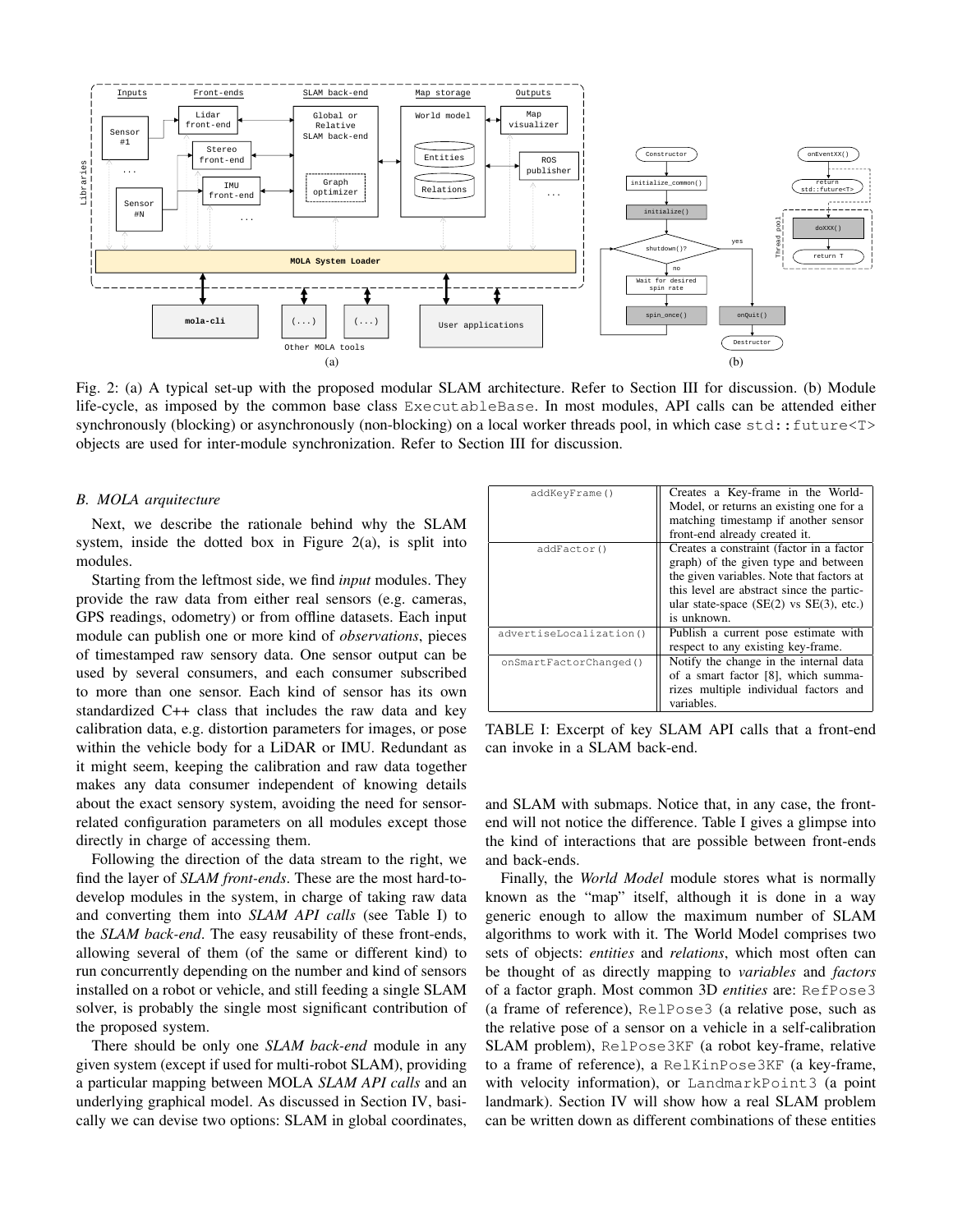Fig. 2: (a) A typical set-up with the proposed modular SLAM architecture. Refer to Section III for discussion. (b) Module life-cycle, as imposed by the common base class `ExecutableBase`. In most modules, API calls can be attended either synchronously (blocking) or asynchronously (non-blocking) on a local worker threads pool, in which case `std::future<T>` objects are used for inter-module synchronization. Refer to Section III for discussion.

### B. MOLA arquitecture

Next, we describe the rationale behind why the SLAM system, inside the dotted box in Figure 2(a), is split into modules.

Starting from the leftmost side, we find *input* modules. They provide the raw data from either real sensors (e.g. cameras, GPS readings, odometry) or from offline datasets. Each input module can publish one or more kind of *observations*, pieces of timestamped raw sensory data. One sensor output can be used by several consumers, and each consumer subscribed to more than one sensor. Each kind of sensor has its own standardized C++ class that includes the raw data and key calibration data, e.g. distortion parameters for images, or pose within the vehicle body for a LiDAR or IMU. Redundant as it might seem, keeping the calibration and raw data together makes any data consumer independent of knowing details about the exact sensory system, avoiding the need for sensor-related configuration parameters on all modules except those directly in charge of accessing them.

Following the direction of the data stream to the right, we find the layer of *SLAM front-ends*. These are the most hard-to-develop modules in the system, in charge of taking raw data and converting them into *SLAM API calls* (see Table I) to the *SLAM back-end*. The easy reusability of these front-ends, allowing several of them (of the same or different kind) to run concurrently depending on the number and kind of sensors installed on a robot or vehicle, and still feeding a single SLAM solver, is probably the single most significant contribution of the proposed system.

There should be only one *SLAM back-end* module in any given system (except if used for multi-robot SLAM), providing a particular mapping between MOLA *SLAM API calls* and an underlying graphical model. As discussed in Section IV, basically we can devise two options: SLAM in global coordinates, and SLAM with submaps. Notice that, in any case, the front-end will not notice the difference. Table I gives a glimpse into the kind of interactions that are possible between front-ends and back-ends.

| | |
|---|---|
| `addKeyFrame()` | Creates a Key-frame in the World-Model, or returns an existing one for a matching timestamp if another sensor front-end already created it. |
| `addFactor()` | Creates a constraint (factor in a factor graph) of the given type and between the given variables. Note that factors at this level are abstract since the particular state-space (SE(2) vs SE(3), etc.) is unknown. |
| `advertiseLocalization()` | Publish a current pose estimate with respect to any existing key-frame. |
| `onSmartFactorChanged()` | Notify the change in the internal data of a smart factor [8], which summarizes multiple individual factors and variables. |

TABLE I: Excerpt of key SLAM API calls that a front-end can invoke in a SLAM back-end.

Finally, the *World Model* module stores what is normally known as the "map" itself, although it is done in a way generic enough to allow the maximum number of SLAM algorithms to work with it. The World Model comprises two sets of objects: *entities* and *relations*, which most often can be thought of as directly mapping to *variables* and *factors* of a factor graph. Most common 3D *entities* are: `RefPose3` (a frame of reference), `RelPose3` (a relative pose, such as the relative pose of a sensor on a vehicle in a self-calibration SLAM problem), `RelPose3KF` (a robot key-frame, relative to a frame of reference), a `RelKinPose3KF` (a key-frame, with velocity information), or `LandmarkPoint3` (a point landmark). Section IV will show how a real SLAM problem can be written down as different combinations of these entities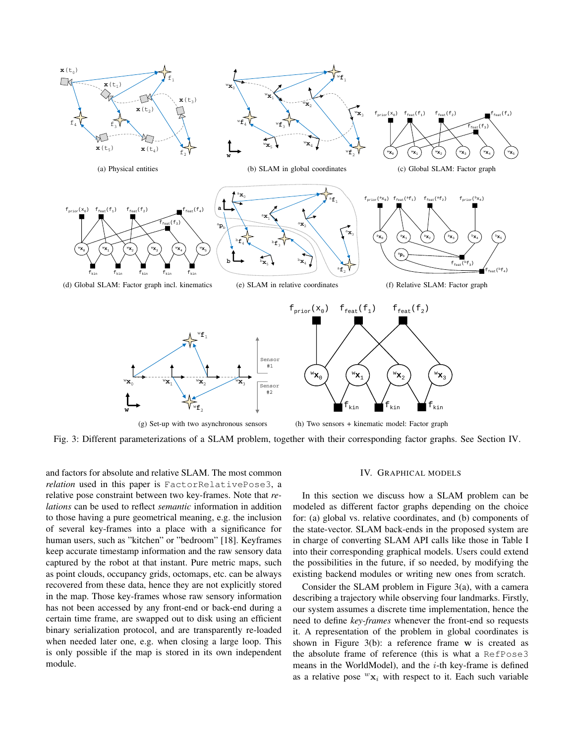(a) Physical entities

(b) SLAM in global coordinates

(c) Global SLAM: Factor graph

(d) Global SLAM: Factor graph incl. kinematics

(e) SLAM in relative coordinates

(f) Relative SLAM: Factor graph

(g) Set-up with two asynchronous sensors

(h) Two sensors + kinematic model: Factor graph

Fig. 3: Different parameterizations of a SLAM problem, together with their corresponding factor graphs. See Section IV.

and factors for absolute and relative SLAM. The most common *relation* used in this paper is `FactorRelativePose3`, a relative pose constraint between two key-frames. Note that *relations* can be used to reflect *semantic* information in addition to those having a pure geometrical meaning, e.g. the inclusion of several key-frames into a place with a significance for human users, such as "kitchen" or "bedroom" [18]. Keyframes keep accurate timestamp information and the raw sensory data captured by the robot at that instant. Pure metric maps, such as point clouds, occupancy grids, octomaps, etc. can be always recovered from these data, hence they are not explicitly stored in the map. Those key-frames whose raw sensory information has not been accessed by any front-end or back-end during a certain time frame, are swapped out to disk using an efficient binary serialization protocol, and are transparently re-loaded when needed later one, e.g. when closing a large loop. This is only possible if the map is stored in its own independent module.

## IV. Graphical Models

In this section we discuss how a SLAM problem can be modeled as different factor graphs depending on the choice for: (a) global vs. relative coordinates, and (b) components of the state-vector. SLAM back-ends in the proposed system are in charge of converting SLAM API calls like those in Table I into their corresponding graphical models. Users could extend the possibilities in the future, if so needed, by modifying the existing backend modules or writing new ones from scratch.

Consider the SLAM problem in Figure 3(a), with a camera describing a trajectory while observing four landmarks. Firstly, our system assumes a discrete time implementation, hence the need to define *key-frames* whenever the front-end so requests it. A representation of the problem in global coordinates is shown in Figure 3(b): a reference frame $\mathbf{w}$ is created as the absolute frame of reference (this is what a `RefPose3` means in the WorldModel), and the $i$-th key-frame is defined as a relative pose ${}^{w}\mathbf{x}_i$ with respect to it. Each such variable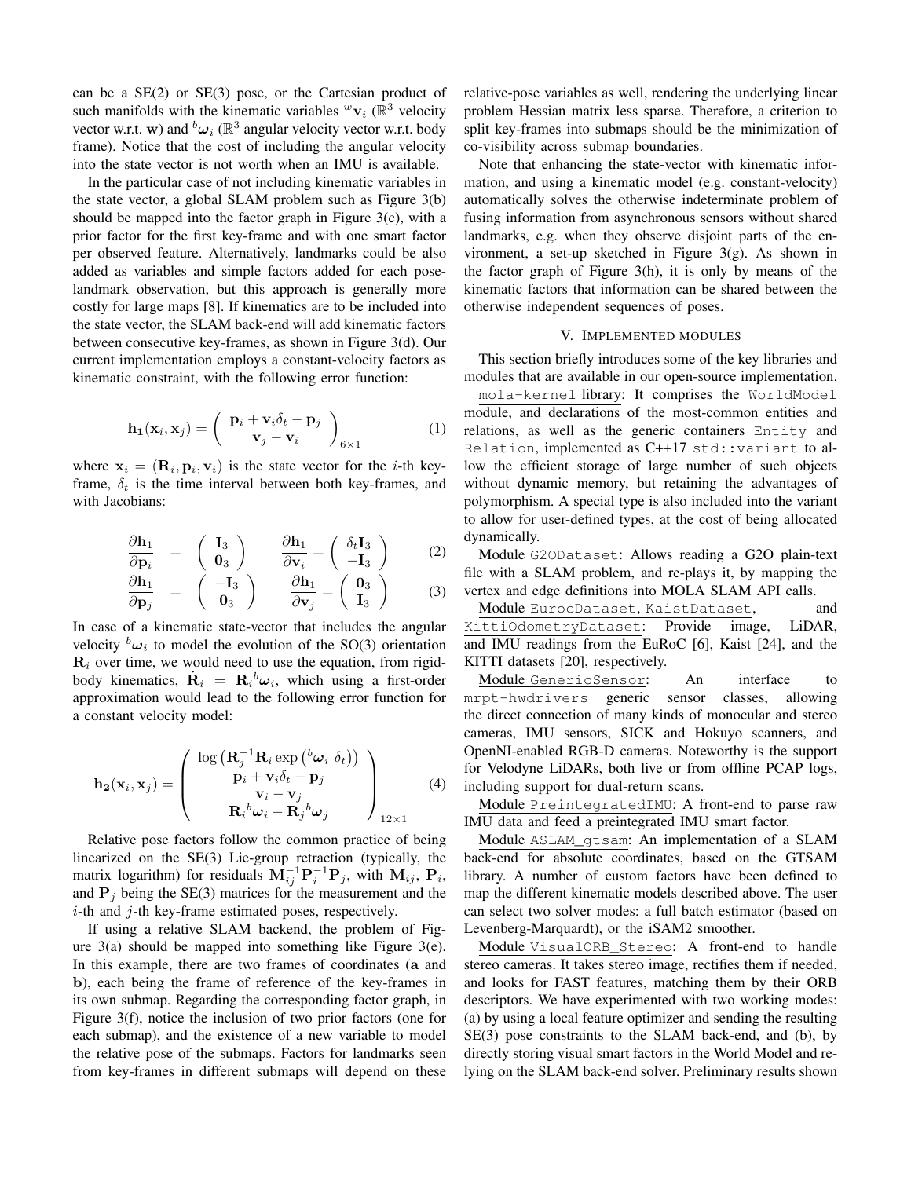can be a SE(2) or SE(3) pose, or the Cartesian product of such manifolds with the kinematic variables ${}^{w}\mathbf{v}_i$ ($\mathbb{R}^3$ velocity vector w.r.t. $\mathbf{w}$) and ${}^{b}\boldsymbol{\omega}_i$ ($\mathbb{R}^3$ angular velocity vector w.r.t. body frame). Notice that the cost of including the angular velocity into the state vector is not worth when an IMU is available.

In the particular case of not including kinematic variables in the state vector, a global SLAM problem such as Figure 3(b) should be mapped into the factor graph in Figure 3(c), with a prior factor for the first key-frame and with one smart factor per observed feature. Alternatively, landmarks could be also added as variables and simple factors added for each pose-landmark observation, but this approach is generally more costly for large maps [8]. If kinematics are to be included into the state vector, the SLAM back-end will add kinematic factors between consecutive key-frames, as shown in Figure 3(d). Our current implementation employs a constant-velocity factors as kinematic constraint, with the following error function:

$$\mathbf{h_1}(\mathbf{x}_i, \mathbf{x}_j) = \begin{pmatrix} \mathbf{p}_i + \mathbf{v}_i \delta_t - \mathbf{p}_j \\ \mathbf{v}_j - \mathbf{v}_i \end{pmatrix}_{6\times 1} \quad (1)$$

where $\mathbf{x}_i = (\mathbf{R}_i, \mathbf{p}_i, \mathbf{v}_i)$ is the state vector for the $i$-th key-frame, $\delta_t$ is the time interval between both key-frames, and with Jacobians:

$$\frac{\partial \mathbf{h}_1}{\partial \mathbf{p}_i} = \begin{pmatrix} \mathbf{I}_3 \\ \mathbf{0}_3 \end{pmatrix} \qquad \frac{\partial \mathbf{h}_1}{\partial \mathbf{v}_i} = \begin{pmatrix} \delta_t \mathbf{I}_3 \\ -\mathbf{I}_3 \end{pmatrix} \quad (2)$$

$$\frac{\partial \mathbf{h}_1}{\partial \mathbf{p}_j} = \begin{pmatrix} -\mathbf{I}_3 \\ \mathbf{0}_3 \end{pmatrix} \qquad \frac{\partial \mathbf{h}_1}{\partial \mathbf{v}_j} = \begin{pmatrix} \mathbf{0}_3 \\ \mathbf{I}_3 \end{pmatrix} \quad (3)$$

In case of a kinematic state-vector that includes the angular velocity ${}^{b}\boldsymbol{\omega}_i$ to model the evolution of the SO(3) orientation $\mathbf{R}_i$ over time, we would need to use the equation, from rigid-body kinematics, $\dot{\mathbf{R}}_i = \mathbf{R}_i {}^{b}\boldsymbol{\omega}_i$, which using a first-order approximation would lead to the following error function for a constant velocity model:

$$\mathbf{h_2}(\mathbf{x}_i, \mathbf{x}_j) = \begin{pmatrix} \log\left(\mathbf{R}_j^{-1} \mathbf{R}_i \exp\left({}^{b}\boldsymbol{\omega}_i \ \delta_t\right)\right) \\ \mathbf{p}_i + \mathbf{v}_i \delta_t - \mathbf{p}_j \\ \mathbf{v}_i - \mathbf{v}_j \\ \mathbf{R}_i {}^{b}\boldsymbol{\omega}_i - \mathbf{R}_j {}^{b}\boldsymbol{\omega}_j \end{pmatrix}_{12\times 1} \quad (4)$$

Relative pose factors follow the common practice of being linearized on the SE(3) Lie-group retraction (typically, the matrix logarithm) for residuals $\mathbf{M}_{ij}^{-1}\mathbf{P}_i^{-1}\mathbf{P}_j$, with $\mathbf{M}_{ij}$, $\mathbf{P}_i$, and $\mathbf{P}_j$ being the SE(3) matrices for the measurement and the $i$-th and $j$-th key-frame estimated poses, respectively.

If using a relative SLAM backend, the problem of Figure 3(a) should be mapped into something like Figure 3(e). In this example, there are two frames of coordinates ($\mathbf{a}$ and $\mathbf{b}$), each being the frame of reference of the key-frames in its own submap. Regarding the corresponding factor graph, in Figure 3(f), notice the inclusion of two prior factors (one for each submap), and the existence of a new variable to model the relative pose of the submaps. Factors for landmarks seen from key-frames in different submaps will depend on these relative-pose variables as well, rendering the underlying linear problem Hessian matrix less sparse. Therefore, a criterion to split key-frames into submaps should be the minimization of co-visibility across submap boundaries.

Note that enhancing the state-vector with kinematic information, and using a kinematic model (e.g. constant-velocity) automatically solves the otherwise indeterminate problem of fusing information from asynchronous sensors without shared landmarks, e.g. when they observe disjoint parts of the environment, a set-up sketched in Figure 3(g). As shown in the factor graph of Figure 3(h), it is only by means of the kinematic factors that information can be shared between the otherwise independent sequences of poses.

## V. Implemented modules

This section briefly introduces some of the key libraries and modules that are available in our open-source implementation.

<u>`mola-kernel` library</u>: It comprises the `WorldModel` module, and declarations of the most-common entities and relations, as well as the generic containers `Entity` and `Relation`, implemented as C++17 `std::variant` to allow the efficient storage of large number of such objects without dynamic memory, but retaining the advantages of polymorphism. A special type is also included into the variant to allow for user-defined types, at the cost of being allocated dynamically.

<u>Module `G2ODataset`</u>: Allows reading a G2O plain-text file with a SLAM problem, and re-plays it, by mapping the vertex and edge definitions into MOLA SLAM API calls.

<u>Module `EurocDataset`, `KaistDataset`, and `KittiOdometryDataset`</u>: Provide image, LiDAR, and IMU readings from the EuRoC [6], Kaist [24], and the KITTI datasets [20], respectively.

<u>Module `GenericSensor`</u>: An interface to `mrpt-hwdrivers` generic sensor classes, allowing the direct connection of many kinds of monocular and stereo cameras, IMU sensors, SICK and Hokuyo scanners, and OpenNI-enabled RGB-D cameras. Noteworthy is the support for Velodyne LiDARs, both live or from offline PCAP logs, including support for dual-return scans.

<u>Module `PreintegratedIMU`</u>: A front-end to parse raw IMU data and feed a preintegrated IMU smart factor.

<u>Module `ASLAM_gtsam`</u>: An implementation of a SLAM back-end for absolute coordinates, based on the GTSAM library. A number of custom factors have been defined to map the different kinematic models described above. The user can select two solver modes: a full batch estimator (based on Levenberg-Marquardt), or the iSAM2 smoother.

<u>Module `VisualORB_Stereo`</u>: A front-end to handle stereo cameras. It takes stereo image, rectifies them if needed, and looks for FAST features, matching them by their ORB descriptors. We have experimented with two working modes: (a) by using a local feature optimizer and sending the resulting SE(3) pose constraints to the SLAM back-end, and (b), by directly storing visual smart factors in the World Model and relying on the SLAM back-end solver. Preliminary results shown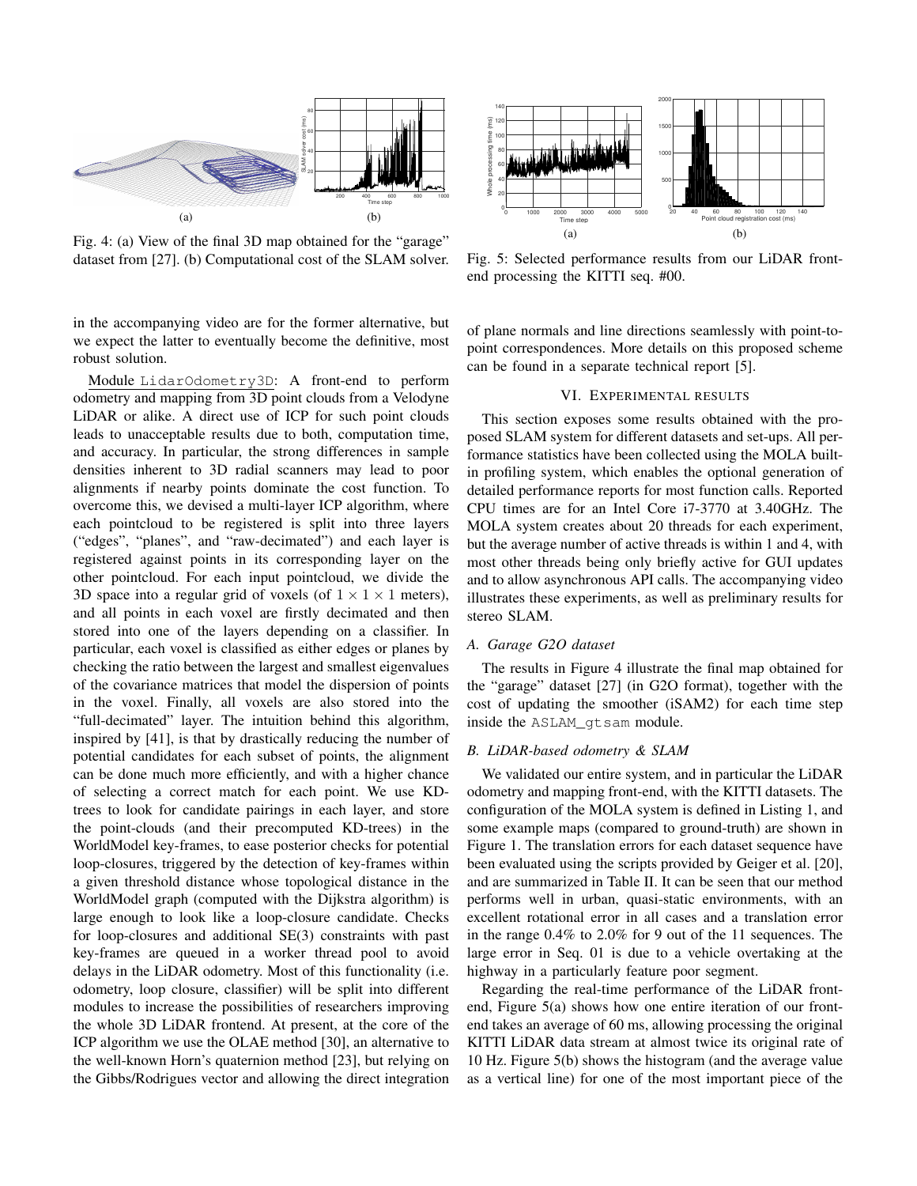Fig. 4: (a) View of the final 3D map obtained for the "garage" dataset from [27]. (b) Computational cost of the SLAM solver.

Fig. 5: Selected performance results from our LiDAR front-end processing the KITTI seq. #00.

in the accompanying video are for the former alternative, but we expect the latter to eventually become the definitive, most robust solution.

Module `LidarOdometry3D`: A front-end to perform odometry and mapping from 3D point clouds from a Velodyne LiDAR or alike. A direct use of ICP for such point clouds leads to unacceptable results due to both, computation time, and accuracy. In particular, the strong differences in sample densities inherent to 3D radial scanners may lead to poor alignments if nearby points dominate the cost function. To overcome this, we devised a multi-layer ICP algorithm, where each pointcloud to be registered is split into three layers ("edges", "planes", and "raw-decimated") and each layer is registered against points in its corresponding layer on the other pointcloud. For each input pointcloud, we divide the 3D space into a regular grid of voxels (of $1 \times 1 \times 1$ meters), and all points in each voxel are firstly decimated and then stored into one of the layers depending on a classifier. In particular, each voxel is classified as either edges or planes by checking the ratio between the largest and smallest eigenvalues of the covariance matrices that model the dispersion of points in the voxel. Finally, all voxels are also stored into the "full-decimated" layer. The intuition behind this algorithm, inspired by [41], is that by drastically reducing the number of potential candidates for each subset of points, the alignment can be done much more efficiently, and with a higher chance of selecting a correct match for each point. We use KD-trees to look for candidate pairings in each layer, and store the point-clouds (and their precomputed KD-trees) in the WorldModel key-frames, to ease posterior checks for potential loop-closures, triggered by the detection of key-frames within a given threshold distance whose topological distance in the WorldModel graph (computed with the Dijkstra algorithm) is large enough to look like a loop-closure candidate. Checks for loop-closures and additional SE(3) constraints with past key-frames are queued in a worker thread pool to avoid delays in the LiDAR odometry. Most of this functionality (i.e. odometry, loop closure, classifier) will be split into different modules to increase the possibilities of researchers improving the whole 3D LiDAR frontend. At present, at the core of the ICP algorithm we use the OLAE method [30], an alternative to the well-known Horn's quaternion method [23], but relying on the Gibbs/Rodrigues vector and allowing the direct integration of plane normals and line directions seamlessly with point-to-point correspondences. More details on this proposed scheme can be found in a separate technical report [5].

## VI. Experimental results

This section exposes some results obtained with the proposed SLAM system for different datasets and set-ups. All performance statistics have been collected using the MOLA built-in profiling system, which enables the optional generation of detailed performance reports for most function calls. Reported CPU times are for an Intel Core i7-3770 at 3.40GHz. The MOLA system creates about 20 threads for each experiment, but the average number of active threads is within 1 and 4, with most other threads being only briefly active for GUI updates and to allow asynchronous API calls. The accompanying video illustrates these experiments, as well as preliminary results for stereo SLAM.

### *A. Garage G2O dataset*

The results in Figure 4 illustrate the final map obtained for the "garage" dataset [27] (in G2O format), together with the cost of updating the smoother (iSAM2) for each time step inside the `ASLAM_gtsam` module.

### *B. LiDAR-based odometry & SLAM*

We validated our entire system, and in particular the LiDAR odometry and mapping front-end, with the KITTI datasets. The configuration of the MOLA system is defined in Listing 1, and some example maps (compared to ground-truth) are shown in Figure 1. The translation errors for each dataset sequence have been evaluated using the scripts provided by Geiger et al. [20], and are summarized in Table II. It can be seen that our method performs well in urban, quasi-static environments, with an excellent rotational error in all cases and a translation error in the range 0.4% to 2.0% for 9 out of the 11 sequences. The large error in Seq. 01 is due to a vehicle overtaking at the highway in a particularly feature poor segment.

Regarding the real-time performance of the LiDAR front-end, Figure 5(a) shows how one entire iteration of our front-end takes an average of 60 ms, allowing processing the original KITTI LiDAR data stream at almost twice its original rate of 10 Hz. Figure 5(b) shows the histogram (and the average value as a vertical line) for one of the most important piece of the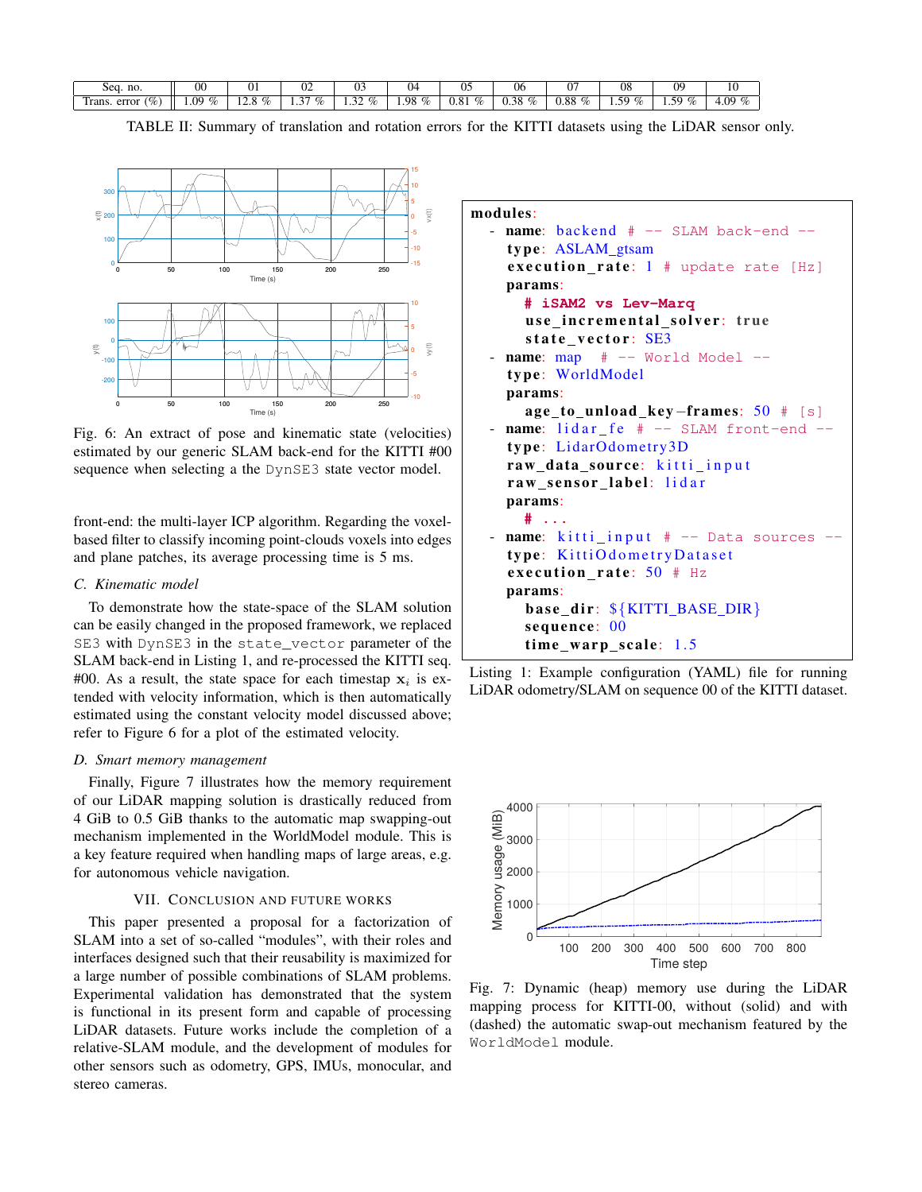| Seq. no. | 00 | 01 | 02 | 03 | 04 | 05 | 06 | 07 | 08 | 09 | 10 |
|---|---|---|---|---|---|---|---|---|---|---|---|
| Trans. error (%) | 1.09 % | 12.8 % | 1.37 % | 1.32 % | 1.98 % | 0.81 % | 0.38 % | 0.88 % | 1.59 % | 1.59 % | 4.09 % |

TABLE II: Summary of translation and rotation errors for the KITTI datasets using the LiDAR sensor only.

Fig. 6: An extract of pose and kinematic state (velocities) estimated by our generic SLAM back-end for the KITTI #00 sequence when selecting a the `DynSE3` state vector model.

front-end: the multi-layer ICP algorithm. Regarding the voxel-based filter to classify incoming point-clouds voxels into edges and plane patches, its average processing time is 5 ms.

### C. Kinematic model

To demonstrate how the state-space of the SLAM solution can be easily changed in the proposed framework, we replaced `SE3` with `DynSE3` in the `state_vector` parameter of the SLAM back-end in Listing 1, and re-processed the KITTI seq. #00. As a result, the state space for each timestap $\mathbf{x}_i$ is extended with velocity information, which is then automatically estimated using the constant velocity model discussed above; refer to Figure 6 for a plot of the estimated velocity.

### D. Smart memory management

Finally, Figure 7 illustrates how the memory requirement of our LiDAR mapping solution is drastically reduced from 4 GiB to 0.5 GiB thanks to the automatic map swapping-out mechanism implemented in the WorldModel module. This is a key feature required when handling maps of large areas, e.g. for autonomous vehicle navigation.

## VII. Conclusion and Future Works

This paper presented a proposal for a factorization of SLAM into a set of so-called "modules", with their roles and interfaces designed such that their reusability is maximized for a large number of possible combinations of SLAM problems. Experimental validation has demonstrated that the system is functional in its present form and capable of processing LiDAR datasets. Future works include the completion of a relative-SLAM module, and the development of modules for other sensors such as odometry, GPS, IMUs, monocular, and stereo cameras.

```yaml
modules:
  - name: backend # -- SLAM back-end --
    type: ASLAM_gtsam
    execution_rate: 1 # update rate [Hz]
    params:
      # iSAM2 vs Lev-Marq
      use_incremental_solver: true
      state_vector: SE3
  - name: map   # -- World Model --
    type: WorldModel
    params:
      age_to_unload_key-frames: 50 # [s]
  - name: lidar_fe  # -- SLAM front-end --
    type: LidarOdometry3D
    raw_data_source: kitti_input
    raw_sensor_label: lidar
    params:
      # ...
  - name: kitti_input # -- Data sources --
    type: KittiOdometryDataset
    execution_rate: 50 # Hz
    params:
      base_dir: ${KITTI_BASE_DIR}
      sequence: 00
      time_warp_scale: 1.5
```

Listing 1: Example configuration (YAML) file for running LiDAR odometry/SLAM on sequence 00 of the KITTI dataset.

Fig. 7: Dynamic (heap) memory use during the LiDAR mapping process for KITTI-00, without (solid) and with (dashed) the automatic swap-out mechanism featured by the `WorldModel` module.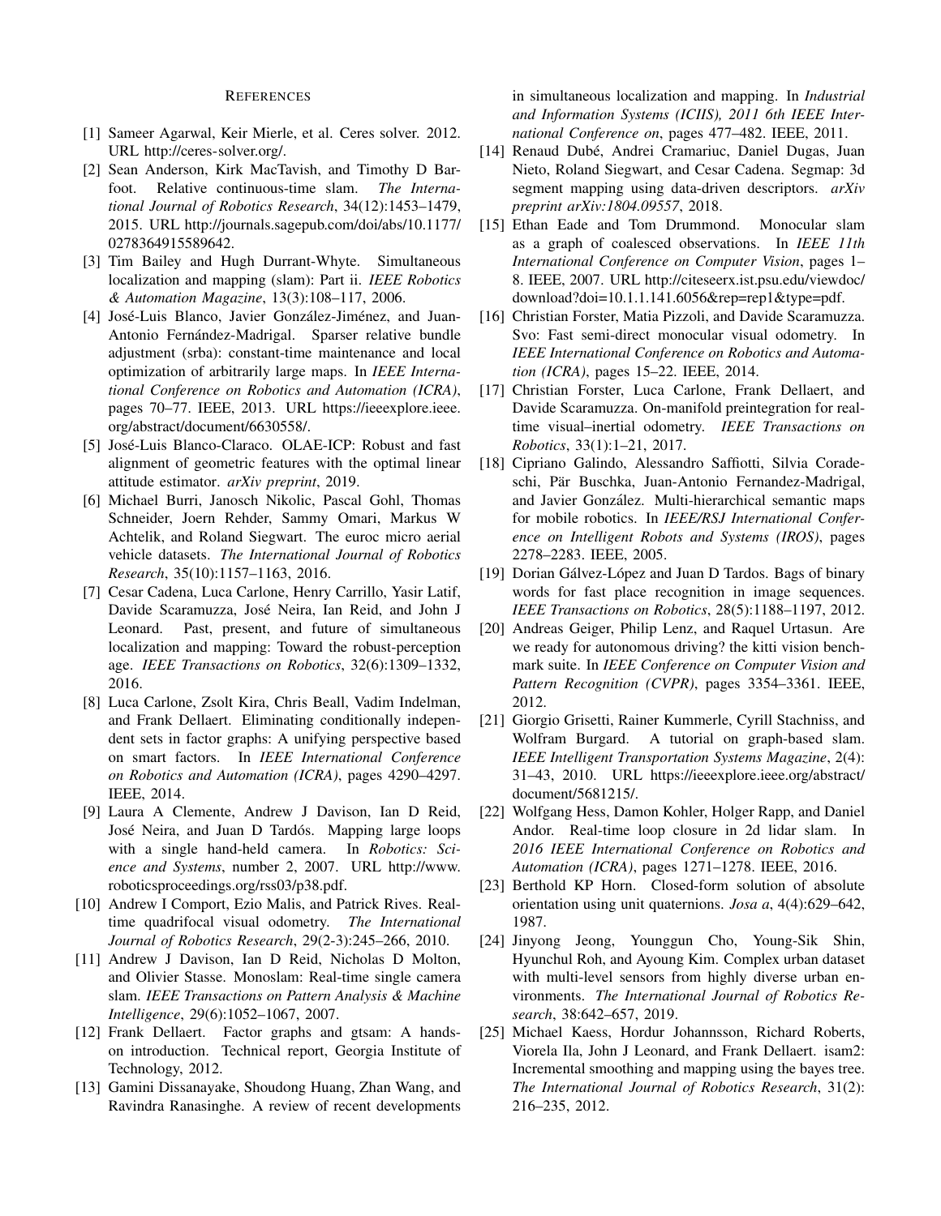## References

[1] Sameer Agarwal, Keir Mierle, et al. Ceres solver. 2012. URL http://ceres-solver.org/.

[2] Sean Anderson, Kirk MacTavish, and Timothy D Barfoot. Relative continuous-time slam. *The International Journal of Robotics Research*, 34(12):1453–1479, 2015. URL http://journals.sagepub.com/doi/abs/10.1177/0278364915589642.

[3] Tim Bailey and Hugh Durrant-Whyte. Simultaneous localization and mapping (slam): Part ii. *IEEE Robotics & Automation Magazine*, 13(3):108–117, 2006.

[4] José-Luis Blanco, Javier González-Jiménez, and Juan-Antonio Fernández-Madrigal. Sparser relative bundle adjustment (srba): constant-time maintenance and local optimization of arbitrarily large maps. In *IEEE International Conference on Robotics and Automation (ICRA)*, pages 70–77. IEEE, 2013. URL https://ieeexplore.ieee.org/abstract/document/6630558/.

[5] José-Luis Blanco-Claraco. OLAE-ICP: Robust and fast alignment of geometric features with the optimal linear attitude estimator. *arXiv preprint*, 2019.

[6] Michael Burri, Janosch Nikolic, Pascal Gohl, Thomas Schneider, Joern Rehder, Sammy Omari, Markus W Achtelik, and Roland Siegwart. The euroc micro aerial vehicle datasets. *The International Journal of Robotics Research*, 35(10):1157–1163, 2016.

[7] Cesar Cadena, Luca Carlone, Henry Carrillo, Yasir Latif, Davide Scaramuzza, José Neira, Ian Reid, and John J Leonard. Past, present, and future of simultaneous localization and mapping: Toward the robust-perception age. *IEEE Transactions on Robotics*, 32(6):1309–1332, 2016.

[8] Luca Carlone, Zsolt Kira, Chris Beall, Vadim Indelman, and Frank Dellaert. Eliminating conditionally independent sets in factor graphs: A unifying perspective based on smart factors. In *IEEE International Conference on Robotics and Automation (ICRA)*, pages 4290–4297. IEEE, 2014.

[9] Laura A Clemente, Andrew J Davison, Ian D Reid, José Neira, and Juan D Tardós. Mapping large loops with a single hand-held camera. In *Robotics: Science and Systems*, number 2, 2007. URL http://www.roboticsproceedings.org/rss03/p38.pdf.

[10] Andrew I Comport, Ezio Malis, and Patrick Rives. Real-time quadrifocal visual odometry. *The International Journal of Robotics Research*, 29(2-3):245–266, 2010.

[11] Andrew J Davison, Ian D Reid, Nicholas D Molton, and Olivier Stasse. Monoslam: Real-time single camera slam. *IEEE Transactions on Pattern Analysis & Machine Intelligence*, 29(6):1052–1067, 2007.

[12] Frank Dellaert. Factor graphs and gtsam: A hands-on introduction. Technical report, Georgia Institute of Technology, 2012.

[13] Gamini Dissanayake, Shoudong Huang, Zhan Wang, and Ravindra Ranasinghe. A review of recent developments in simultaneous localization and mapping. In *Industrial and Information Systems (ICIIS), 2011 6th IEEE International Conference on*, pages 477–482. IEEE, 2011.

[14] Renaud Dubé, Andrei Cramariuc, Daniel Dugas, Juan Nieto, Roland Siegwart, and Cesar Cadena. Segmap: 3d segment mapping using data-driven descriptors. *arXiv preprint arXiv:1804.09557*, 2018.

[15] Ethan Eade and Tom Drummond. Monocular slam as a graph of coalesced observations. In *IEEE 11th International Conference on Computer Vision*, pages 1–8. IEEE, 2007. URL http://citeseerx.ist.psu.edu/viewdoc/download?doi=10.1.1.141.6056&rep=rep1&type=pdf.

[16] Christian Forster, Matia Pizzoli, and Davide Scaramuzza. Svo: Fast semi-direct monocular visual odometry. In *IEEE International Conference on Robotics and Automation (ICRA)*, pages 15–22. IEEE, 2014.

[17] Christian Forster, Luca Carlone, Frank Dellaert, and Davide Scaramuzza. On-manifold preintegration for real-time visual–inertial odometry. *IEEE Transactions on Robotics*, 33(1):1–21, 2017.

[18] Cipriano Galindo, Alessandro Saffiotti, Silvia Coradeschi, Pär Buschka, Juan-Antonio Fernandez-Madrigal, and Javier González. Multi-hierarchical semantic maps for mobile robotics. In *IEEE/RSJ International Conference on Intelligent Robots and Systems (IROS)*, pages 2278–2283. IEEE, 2005.

[19] Dorian Gálvez-López and Juan D Tardos. Bags of binary words for fast place recognition in image sequences. *IEEE Transactions on Robotics*, 28(5):1188–1197, 2012.

[20] Andreas Geiger, Philip Lenz, and Raquel Urtasun. Are we ready for autonomous driving? the kitti vision benchmark suite. In *IEEE Conference on Computer Vision and Pattern Recognition (CVPR)*, pages 3354–3361. IEEE, 2012.

[21] Giorgio Grisetti, Rainer Kummerle, Cyrill Stachniss, and Wolfram Burgard. A tutorial on graph-based slam. *IEEE Intelligent Transportation Systems Magazine*, 2(4):31–43, 2010. URL https://ieeexplore.ieee.org/abstract/document/5681215/.

[22] Wolfgang Hess, Damon Kohler, Holger Rapp, and Daniel Andor. Real-time loop closure in 2d lidar slam. In *2016 IEEE International Conference on Robotics and Automation (ICRA)*, pages 1271–1278. IEEE, 2016.

[23] Berthold KP Horn. Closed-form solution of absolute orientation using unit quaternions. *Josa a*, 4(4):629–642, 1987.

[24] Jinyong Jeong, Younggun Cho, Young-Sik Shin, Hyunchul Roh, and Ayoung Kim. Complex urban dataset with multi-level sensors from highly diverse urban environments. *The International Journal of Robotics Research*, 38:642–657, 2019.

[25] Michael Kaess, Hordur Johannsson, Richard Roberts, Viorela Ila, John J Leonard, and Frank Dellaert. isam2: Incremental smoothing and mapping using the bayes tree. *The International Journal of Robotics Research*, 31(2):216–235, 2012.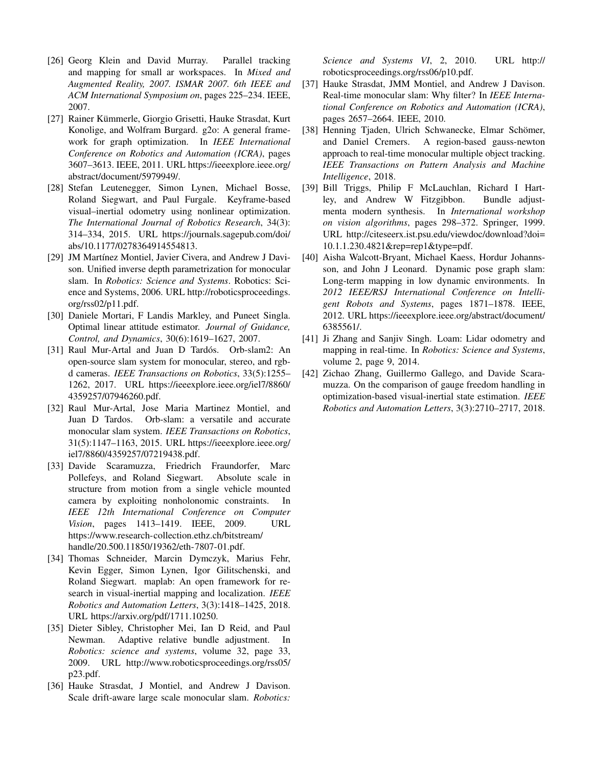[26] Georg Klein and David Murray. Parallel tracking and mapping for small ar workspaces. In *Mixed and Augmented Reality, 2007. ISMAR 2007. 6th IEEE and ACM International Symposium on*, pages 225–234. IEEE, 2007.

[27] Rainer Kümmerle, Giorgio Grisetti, Hauke Strasdat, Kurt Konolige, and Wolfram Burgard. g2o: A general framework for graph optimization. In *IEEE International Conference on Robotics and Automation (ICRA)*, pages 3607–3613. IEEE, 2011. URL https://ieeexplore.ieee.org/abstract/document/5979949/.

[28] Stefan Leutenegger, Simon Lynen, Michael Bosse, Roland Siegwart, and Paul Furgale. Keyframe-based visual–inertial odometry using nonlinear optimization. *The International Journal of Robotics Research*, 34(3): 314–334, 2015. URL https://journals.sagepub.com/doi/abs/10.1177/0278364914554813.

[29] JM Martínez Montiel, Javier Civera, and Andrew J Davison. Unified inverse depth parametrization for monocular slam. In *Robotics: Science and Systems*. Robotics: Science and Systems, 2006. URL http://roboticsproceedings.org/rss02/p11.pdf.

[30] Daniele Mortari, F Landis Markley, and Puneet Singla. Optimal linear attitude estimator. *Journal of Guidance, Control, and Dynamics*, 30(6):1619–1627, 2007.

[31] Raul Mur-Artal and Juan D Tardós. Orb-slam2: An open-source slam system for monocular, stereo, and rgb-d cameras. *IEEE Transactions on Robotics*, 33(5):1255–1262, 2017. URL https://ieeexplore.ieee.org/iel7/8860/4359257/07946260.pdf.

[32] Raul Mur-Artal, Jose Maria Martinez Montiel, and Juan D Tardos. Orb-slam: a versatile and accurate monocular slam system. *IEEE Transactions on Robotics*, 31(5):1147–1163, 2015. URL https://ieeexplore.ieee.org/iel7/8860/4359257/07219438.pdf.

[33] Davide Scaramuzza, Friedrich Fraundorfer, Marc Pollefeys, and Roland Siegwart. Absolute scale in structure from motion from a single vehicle mounted camera by exploiting nonholonomic constraints. In *IEEE 12th International Conference on Computer Vision*, pages 1413–1419. IEEE, 2009. URL https://www.research-collection.ethz.ch/bitstream/handle/20.500.11850/19362/eth-7807-01.pdf.

[34] Thomas Schneider, Marcin Dymczyk, Marius Fehr, Kevin Egger, Simon Lynen, Igor Gilitschenski, and Roland Siegwart. maplab: An open framework for research in visual-inertial mapping and localization. *IEEE Robotics and Automation Letters*, 3(3):1418–1425, 2018. URL https://arxiv.org/pdf/1711.10250.

[35] Dieter Sibley, Christopher Mei, Ian D Reid, and Paul Newman. Adaptive relative bundle adjustment. In *Robotics: science and systems*, volume 32, page 33, 2009. URL http://www.roboticsproceedings.org/rss05/p23.pdf.

[36] Hauke Strasdat, J Montiel, and Andrew J Davison. Scale drift-aware large scale monocular slam. *Robotics: Science and Systems VI*, 2, 2010. URL http://roboticsproceedings.org/rss06/p10.pdf.

[37] Hauke Strasdat, JMM Montiel, and Andrew J Davison. Real-time monocular slam: Why filter? In *IEEE International Conference on Robotics and Automation (ICRA)*, pages 2657–2664. IEEE, 2010.

[38] Henning Tjaden, Ulrich Schwanecke, Elmar Schömer, and Daniel Cremers. A region-based gauss-newton approach to real-time monocular multiple object tracking. *IEEE Transactions on Pattern Analysis and Machine Intelligence*, 2018.

[39] Bill Triggs, Philip F McLauchlan, Richard I Hartley, and Andrew W Fitzgibbon. Bundle adjustmenta modern synthesis. In *International workshop on vision algorithms*, pages 298–372. Springer, 1999. URL http://citeseerx.ist.psu.edu/viewdoc/download?doi=10.1.1.230.4821&rep=rep1&type=pdf.

[40] Aisha Walcott-Bryant, Michael Kaess, Hordur Johannsson, and John J Leonard. Dynamic pose graph slam: Long-term mapping in low dynamic environments. In *2012 IEEE/RSJ International Conference on Intelligent Robots and Systems*, pages 1871–1878. IEEE, 2012. URL https://ieeexplore.ieee.org/abstract/document/6385561/.

[41] Ji Zhang and Sanjiv Singh. Loam: Lidar odometry and mapping in real-time. In *Robotics: Science and Systems*, volume 2, page 9, 2014.

[42] Zichao Zhang, Guillermo Gallego, and Davide Scaramuzza. On the comparison of gauge freedom handling in optimization-based visual-inertial state estimation. *IEEE Robotics and Automation Letters*, 3(3):2710–2717, 2018.